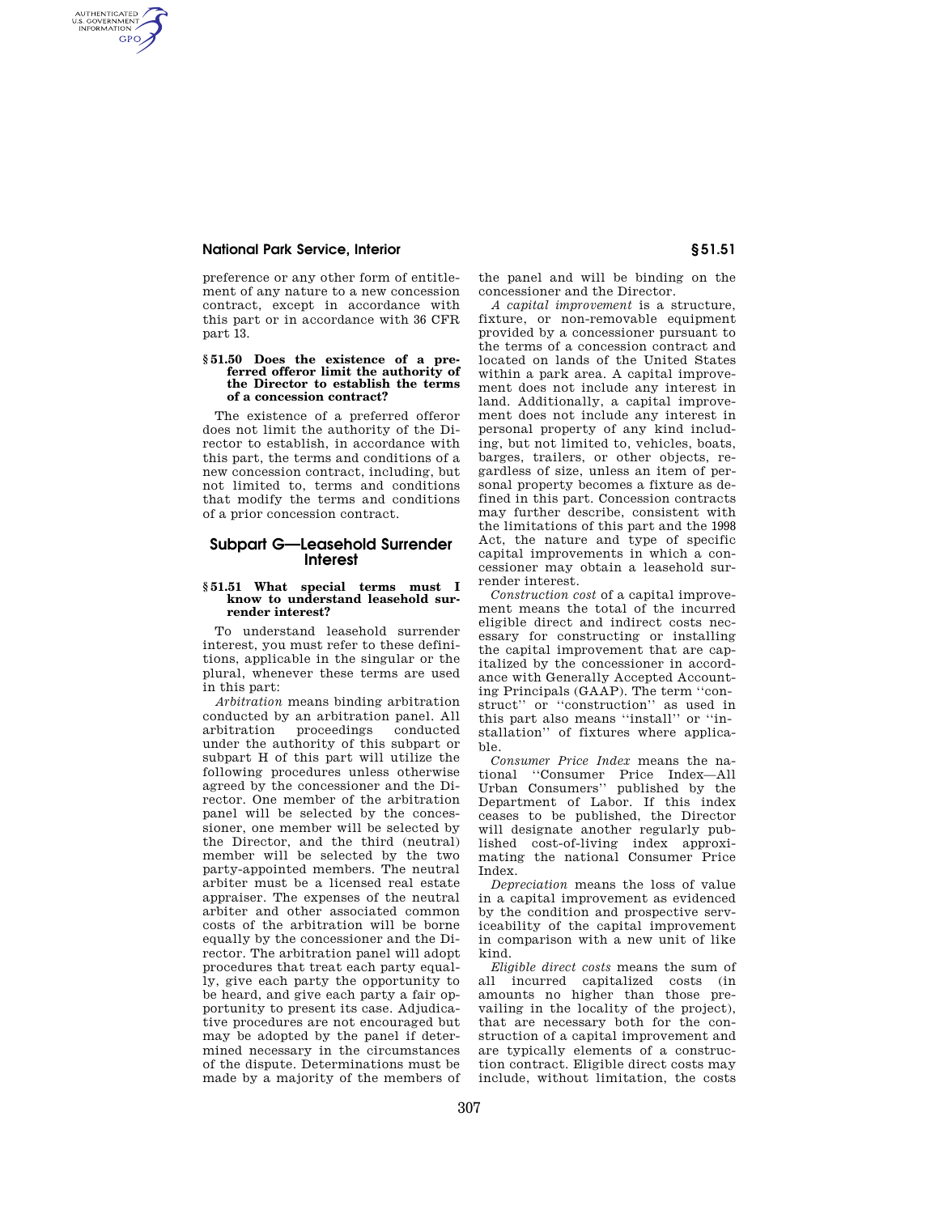preference or any other form of entitlement of any nature to a new concession contract, except in accordance with this part or in accordance with 36 CFR part 13.

### § 51.50 Does the existence of a preferred offeror limit the authority of the Director to establish the terms of a concession contract?

The existence of a preferred offeror does not limit the authority of the Director to establish, in accordance with this part, the terms and conditions of a new concession contract, including, but not limited to, terms and conditions that modify the terms and conditions of a prior concession contract.

## Subpart G—Leasehold Surrender Interest

### § 51.51 What special terms must I know to understand leasehold surrender interest?

To understand leasehold surrender interest, you must refer to these definitions, applicable in the singular or the plural, whenever these terms are used in this part:

*Arbitration* means binding arbitration conducted by an arbitration panel. All arbitration proceedings conducted under the authority of this subpart or subpart H of this part will utilize the following procedures unless otherwise agreed by the concessioner and the Director. One member of the arbitration panel will be selected by the concessioner, one member will be selected by the Director, and the third (neutral) member will be selected by the two party-appointed members. The neutral arbiter must be a licensed real estate appraiser. The expenses of the neutral arbiter and other associated common costs of the arbitration will be borne equally by the concessioner and the Director. The arbitration panel will adopt procedures that treat each party equally, give each party the opportunity to be heard, and give each party a fair opportunity to present its case. Adjudicative procedures are not encouraged but may be adopted by the panel if determined necessary in the circumstances of the dispute. Determinations must be made by a majority of the members of the panel and will be binding on the concessioner and the Director.

*A capital improvement* is a structure, fixture, or non-removable equipment provided by a concessioner pursuant to the terms of a concession contract and located on lands of the United States within a park area. A capital improvement does not include any interest in land. Additionally, a capital improvement does not include any interest in personal property of any kind including, but not limited to, vehicles, boats, barges, trailers, or other objects, regardless of size, unless an item of personal property becomes a fixture as defined in this part. Concession contracts may further describe, consistent with the limitations of this part and the 1998 Act, the nature and type of specific capital improvements in which a concessioner may obtain a leasehold surrender interest.

*Construction cost* of a capital improvement means the total of the incurred eligible direct and indirect costs necessary for constructing or installing the capital improvement that are capitalized by the concessioner in accordance with Generally Accepted Accounting Principals (GAAP). The term ''construct'' or ''construction'' as used in this part also means ''install'' or ''installation'' of fixtures where applicable.

*Consumer Price Index* means the national ''Consumer Price Index—All Urban Consumers'' published by the Department of Labor. If this index ceases to be published, the Director will designate another regularly published cost-of-living index approximating the national Consumer Price Index.

*Depreciation* means the loss of value in a capital improvement as evidenced by the condition and prospective serviceability of the capital improvement in comparison with a new unit of like kind.

*Eligible direct costs* means the sum of all incurred capitalized costs (in amounts no higher than those prevailing in the locality of the project), that are necessary both for the construction of a capital improvement and are typically elements of a construction contract. Eligible direct costs may include, without limitation, the costs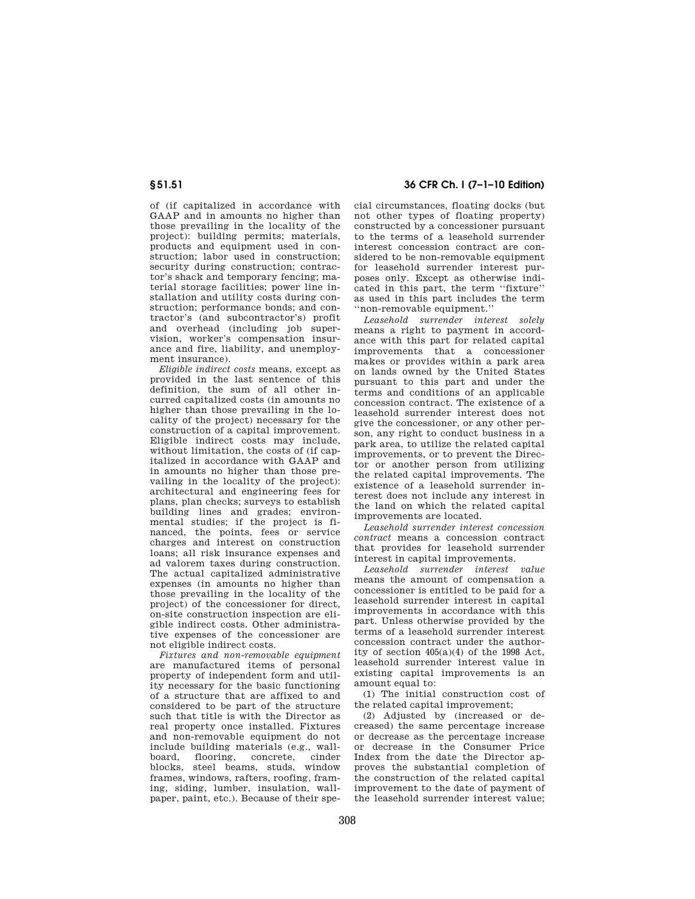of (if capitalized in accordance with GAAP and in amounts no higher than those prevailing in the locality of the project): building permits; materials, products and equipment used in construction; labor used in construction; security during construction; contractor's shack and temporary fencing; material storage facilities; power line installation and utility costs during construction; performance bonds; and contractor's (and subcontractor's) profit and overhead (including job supervision, worker's compensation insurance and fire, liability, and unemployment insurance).

*Eligible indirect costs* means, except as provided in the last sentence of this definition, the sum of all other incurred capitalized costs (in amounts no higher than those prevailing in the locality of the project) necessary for the construction of a capital improvement. Eligible indirect costs may include, without limitation, the costs of (if capitalized in accordance with GAAP and in amounts no higher than those prevailing in the locality of the project): architectural and engineering fees for plans, plan checks; surveys to establish building lines and grades; environmental studies; if the project is financed, the points, fees or service charges and interest on construction loans; all risk insurance expenses and ad valorem taxes during construction. The actual capitalized administrative expenses (in amounts no higher than those prevailing in the locality of the project) of the concessioner for direct, on-site construction inspection are eligible indirect costs. Other administrative expenses of the concessioner are not eligible indirect costs.

*Fixtures and non-removable equipment* are manufactured items of personal property of independent form and utility necessary for the basic functioning of a structure that are affixed to and considered to be part of the structure such that title is with the Director as real property once installed. Fixtures and non-removable equipment do not include building materials (e.g., wallboard, flooring, concrete, cinder blocks, steel beams, studs, window frames, windows, rafters, roofing, framing, siding, lumber, insulation, wallpaper, paint, etc.). Because of their special circumstances, floating docks (but not other types of floating property) constructed by a concessioner pursuant to the terms of a leasehold surrender interest concession contract are considered to be non-removable equipment for leasehold surrender interest purposes only. Except as otherwise indicated in this part, the term ''fixture'' as used in this part includes the term ''non-removable equipment.''

*Leasehold surrender interest solely* means a right to payment in accordance with this part for related capital improvements that a concessioner makes or provides within a park area on lands owned by the United States pursuant to this part and under the terms and conditions of an applicable concession contract. The existence of a leasehold surrender interest does not give the concessioner, or any other person, any right to conduct business in a park area, to utilize the related capital improvements, or to prevent the Director or another person from utilizing the related capital improvements. The existence of a leasehold surrender interest does not include any interest in the land on which the related capital improvements are located.

*Leasehold surrender interest concession contract* means a concession contract that provides for leasehold surrender interest in capital improvements.

*Leasehold surrender interest value* means the amount of compensation a concessioner is entitled to be paid for a leasehold surrender interest in capital improvements in accordance with this part. Unless otherwise provided by the terms of a leasehold surrender interest concession contract under the authority of section 405(a)(4) of the 1998 Act, leasehold surrender interest value in existing capital improvements is an amount equal to:

(1) The initial construction cost of the related capital improvement;

(2) Adjusted by (increased or decreased) the same percentage increase or decrease as the percentage increase or decrease in the Consumer Price Index from the date the Director approves the substantial completion of the construction of the related capital improvement to the date of payment of the leasehold surrender interest value;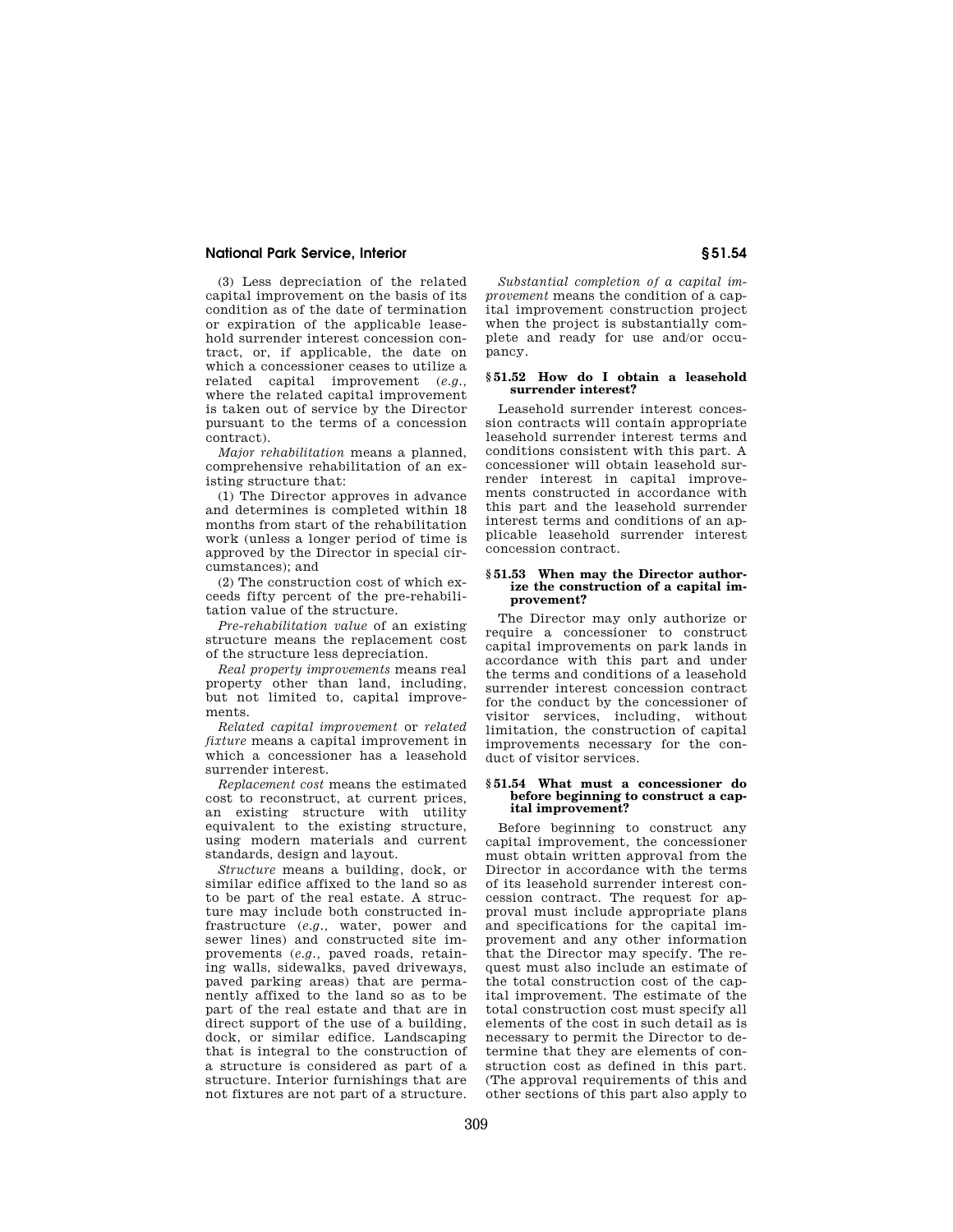(3) Less depreciation of the related capital improvement on the basis of its condition as of the date of termination or expiration of the applicable leasehold surrender interest concession contract, or, if applicable, the date on which a concessioner ceases to utilize a related capital improvement (*e.g.*, where the related capital improvement is taken out of service by the Director pursuant to the terms of a concession contract).

*Major rehabilitation* means a planned, comprehensive rehabilitation of an existing structure that:

(1) The Director approves in advance and determines is completed within 18 months from start of the rehabilitation work (unless a longer period of time is approved by the Director in special circumstances); and

(2) The construction cost of which exceeds fifty percent of the pre-rehabilitation value of the structure.

*Pre-rehabilitation value* of an existing structure means the replacement cost of the structure less depreciation.

*Real property improvements* means real property other than land, including, but not limited to, capital improvements.

*Related capital improvement* or *related fixture* means a capital improvement in which a concessioner has a leasehold surrender interest.

*Replacement cost* means the estimated cost to reconstruct, at current prices, an existing structure with utility equivalent to the existing structure, using modern materials and current standards, design and layout.

*Structure* means a building, dock, or similar edifice affixed to the land so as to be part of the real estate. A structure may include both constructed infrastructure (*e.g.*, water, power and sewer lines) and constructed site improvements (*e.g.*, paved roads, retaining walls, sidewalks, paved driveways, paved parking areas) that are permanently affixed to the land so as to be part of the real estate and that are in direct support of the use of a building, dock, or similar edifice. Landscaping that is integral to the construction of a structure is considered as part of a structure. Interior furnishings that are not fixtures are not part of a structure.

*Substantial completion of a capital improvement* means the condition of a capital improvement construction project when the project is substantially complete and ready for use and/or occupancy.

### § 51.52 How do I obtain a leasehold surrender interest?

Leasehold surrender interest concession contracts will contain appropriate leasehold surrender interest terms and conditions consistent with this part. A concessioner will obtain leasehold surrender interest in capital improvements constructed in accordance with this part and the leasehold surrender interest terms and conditions of an applicable leasehold surrender interest concession contract.

### § 51.53 When may the Director authorize the construction of a capital improvement?

The Director may only authorize or require a concessioner to construct capital improvements on park lands in accordance with this part and under the terms and conditions of a leasehold surrender interest concession contract for the conduct by the concessioner of visitor services, including, without limitation, the construction of capital improvements necessary for the conduct of visitor services.

### § 51.54 What must a concessioner do before beginning to construct a capital improvement?

Before beginning to construct any capital improvement, the concessioner must obtain written approval from the Director in accordance with the terms of its leasehold surrender interest concession contract. The request for approval must include appropriate plans and specifications for the capital improvement and any other information that the Director may specify. The request must also include an estimate of the total construction cost of the capital improvement. The estimate of the total construction cost must specify all elements of the cost in such detail as is necessary to permit the Director to determine that they are elements of construction cost as defined in this part. (The approval requirements of this and other sections of this part also apply to